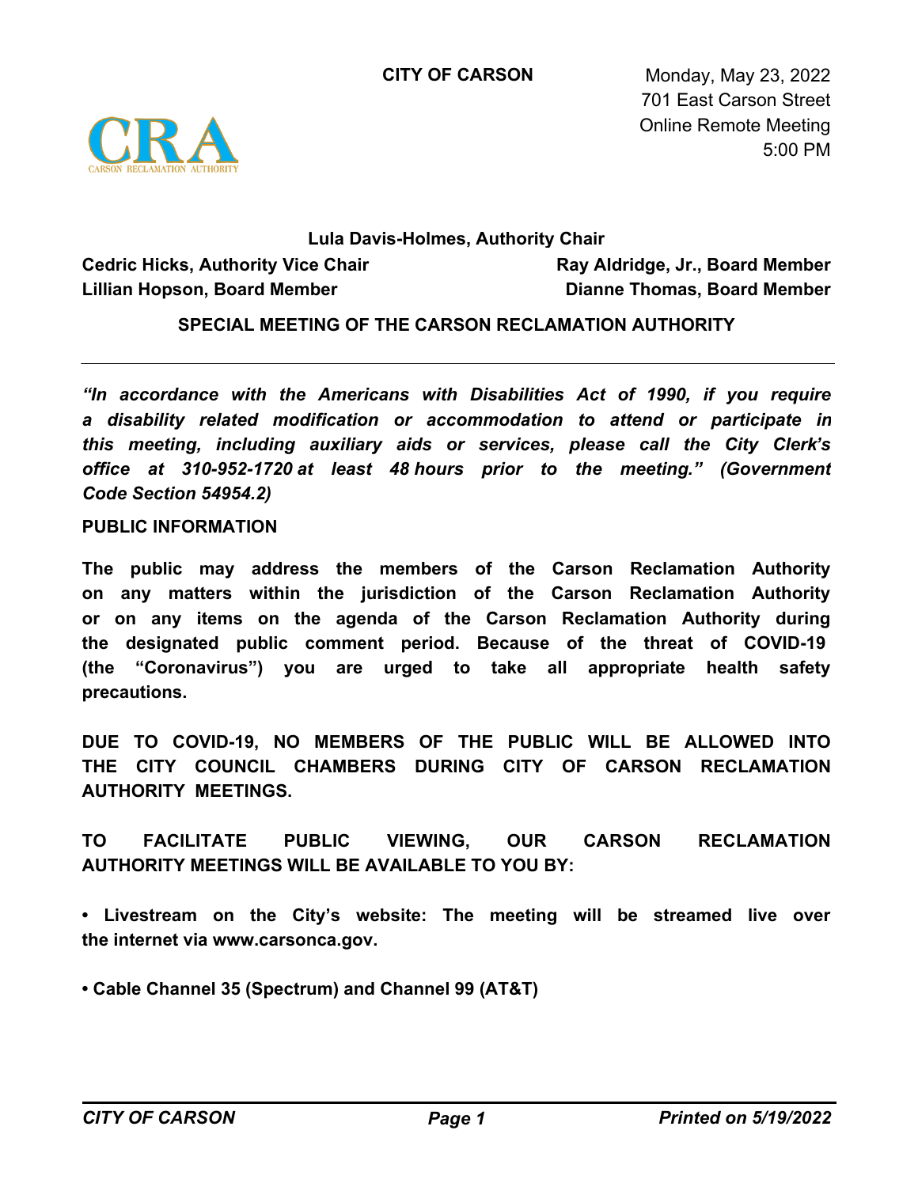**CITY OF CARSON**

Monday, May 23, 2022
701 East Carson Street
Online Remote Meeting
5:00 PM

CRA
CARSON RECLAMATION AUTHORITY

**Lula Davis-Holmes, Authority Chair**

**Cedric Hicks, Authority Vice Chair**
**Lillian Hopson, Board Member**
**Ray Aldridge, Jr., Board Member**
**Dianne Thomas, Board Member**

## SPECIAL MEETING OF THE CARSON RECLAMATION AUTHORITY

***"In accordance with the Americans with Disabilities Act of 1990, if you require a disability related modification or accommodation to attend or participate in this meeting, including auxiliary aids or services, please call the City Clerk's office at 310-952-1720 at least 48 hours prior to the meeting." (Government Code Section 54954.2)***

**PUBLIC INFORMATION**

**The public may address the members of the Carson Reclamation Authority on any matters within the jurisdiction of the Carson Reclamation Authority or on any items on the agenda of the Carson Reclamation Authority during the designated public comment period. Because of the threat of COVID-19 (the "Coronavirus") you are urged to take all appropriate health safety precautions.**

**DUE TO COVID-19, NO MEMBERS OF THE PUBLIC WILL BE ALLOWED INTO THE CITY COUNCIL CHAMBERS DURING CITY OF CARSON RECLAMATION AUTHORITY MEETINGS.**

**TO FACILITATE PUBLIC VIEWING, OUR CARSON RECLAMATION AUTHORITY MEETINGS WILL BE AVAILABLE TO YOU BY:**

- **Livestream on the City's website: The meeting will be streamed live over the internet via www.carsonca.gov.**

- **Cable Channel 35 (Spectrum) and Channel 99 (AT&T)**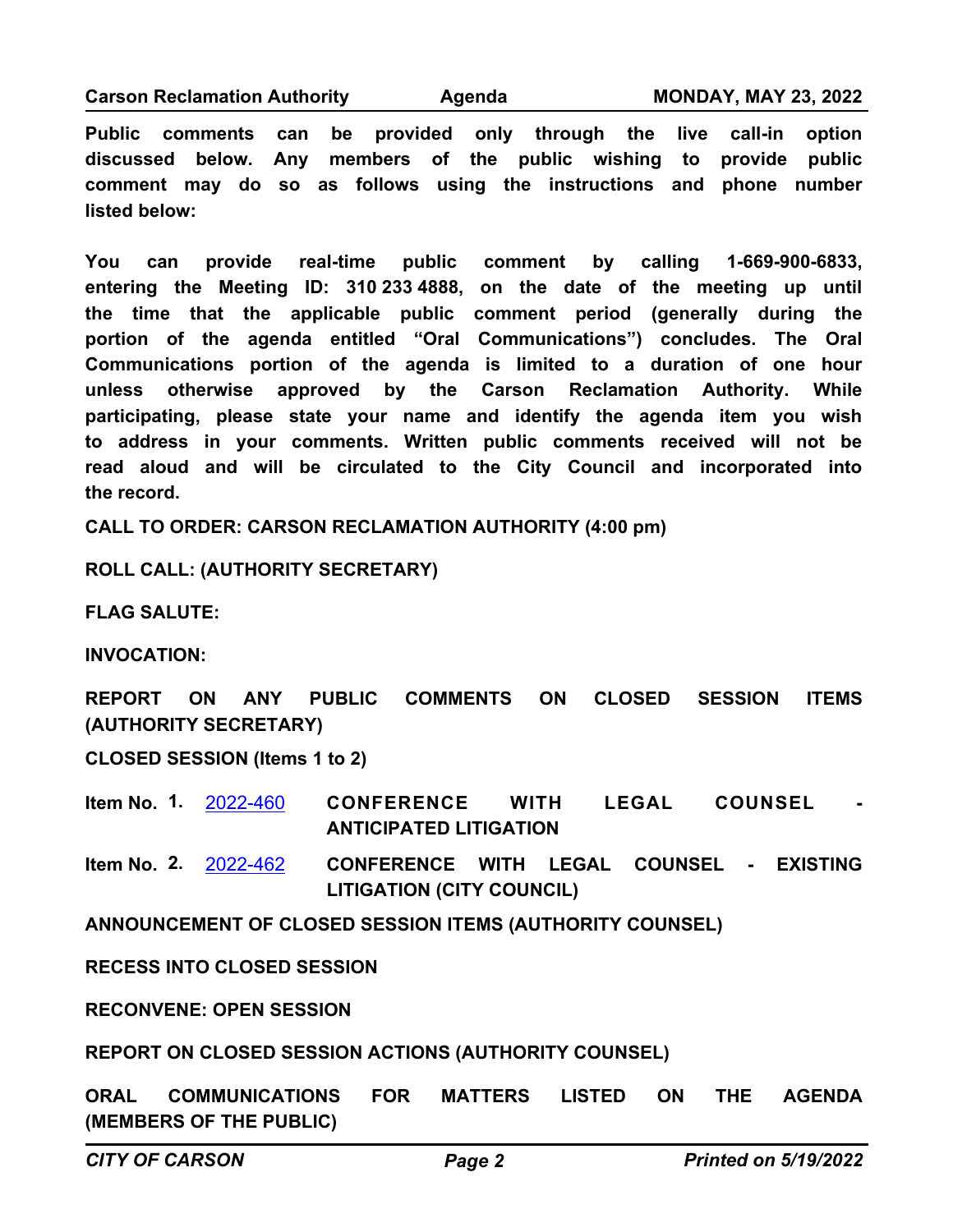**Public comments can be provided only through the live call-in option discussed below. Any members of the public wishing to provide public comment may do so as follows using the instructions and phone number listed below:**

**You can provide real-time public comment by calling 1-669-900-6833, entering the Meeting ID: 310 233 4888, on the date of the meeting up until the time that the applicable public comment period (generally during the portion of the agenda entitled "Oral Communications") concludes. The Oral Communications portion of the agenda is limited to a duration of one hour unless otherwise approved by the Carson Reclamation Authority. While participating, please state your name and identify the agenda item you wish to address in your comments. Written public comments received will not be read aloud and will be circulated to the City Council and incorporated into the record.**

**CALL TO ORDER: CARSON RECLAMATION AUTHORITY (4:00 pm)**

**ROLL CALL: (AUTHORITY SECRETARY)**

**FLAG SALUTE:**

**INVOCATION:**

**REPORT ON ANY PUBLIC COMMENTS ON CLOSED SESSION ITEMS (AUTHORITY SECRETARY)**

**CLOSED SESSION (Items 1 to 2)**

**Item No. 1.** 2022-460 **CONFERENCE WITH LEGAL COUNSEL - ANTICIPATED LITIGATION**

**Item No. 2.** 2022-462 **CONFERENCE WITH LEGAL COUNSEL - EXISTING LITIGATION (CITY COUNCIL)**

**ANNOUNCEMENT OF CLOSED SESSION ITEMS (AUTHORITY COUNSEL)**

**RECESS INTO CLOSED SESSION**

**RECONVENE: OPEN SESSION**

**REPORT ON CLOSED SESSION ACTIONS (AUTHORITY COUNSEL)**

**ORAL COMMUNICATIONS FOR MATTERS LISTED ON THE AGENDA (MEMBERS OF THE PUBLIC)**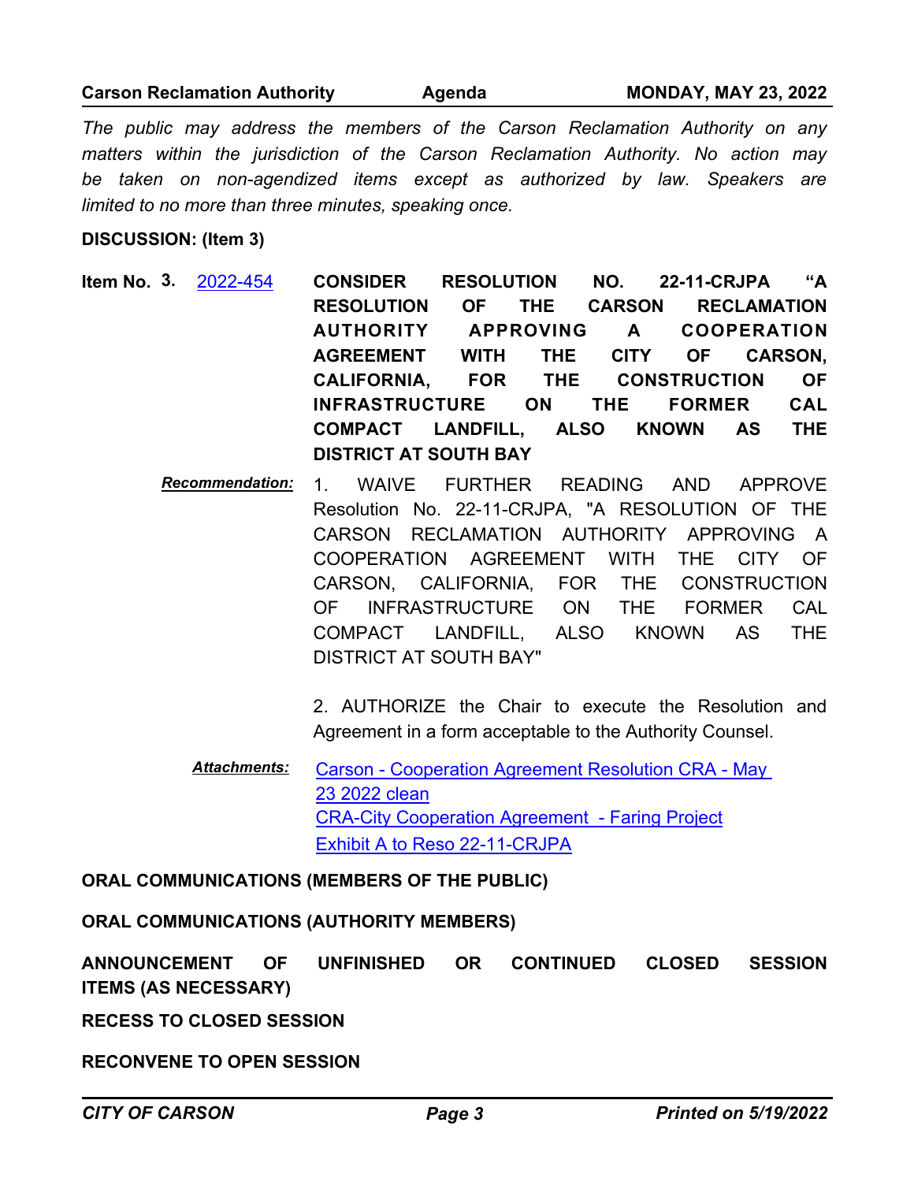*The public may address the members of the Carson Reclamation Authority on any matters within the jurisdiction of the Carson Reclamation Authority. No action may be taken on non-agendized items except as authorized by law. Speakers are limited to no more than three minutes, speaking once.*

**DISCUSSION: (Item 3)**

**Item No. 3.** [2022-454] **CONSIDER RESOLUTION NO. 22-11-CRJPA "A RESOLUTION OF THE CARSON RECLAMATION AUTHORITY APPROVING A COOPERATION AGREEMENT WITH THE CITY OF CARSON, CALIFORNIA, FOR THE CONSTRUCTION OF INFRASTRUCTURE ON THE FORMER CAL COMPACT LANDFILL, ALSO KNOWN AS THE DISTRICT AT SOUTH BAY**

***Recommendation:*** 1. WAIVE FURTHER READING AND APPROVE Resolution No. 22-11-CRJPA, "A RESOLUTION OF THE CARSON RECLAMATION AUTHORITY APPROVING A COOPERATION AGREEMENT WITH THE CITY OF CARSON, CALIFORNIA, FOR THE CONSTRUCTION OF INFRASTRUCTURE ON THE FORMER CAL COMPACT LANDFILL, ALSO KNOWN AS THE DISTRICT AT SOUTH BAY"

2. AUTHORIZE the Chair to execute the Resolution and Agreement in a form acceptable to the Authority Counsel.

***Attachments:*** Carson - Cooperation Agreement Resolution CRA - May 23 2022 clean
CRA-City Cooperation Agreement - Faring Project
Exhibit A to Reso 22-11-CRJPA

**ORAL COMMUNICATIONS (MEMBERS OF THE PUBLIC)**

**ORAL COMMUNICATIONS (AUTHORITY MEMBERS)**

**ANNOUNCEMENT OF UNFINISHED OR CONTINUED CLOSED SESSION ITEMS (AS NECESSARY)**

**RECESS TO CLOSED SESSION**

**RECONVENE TO OPEN SESSION**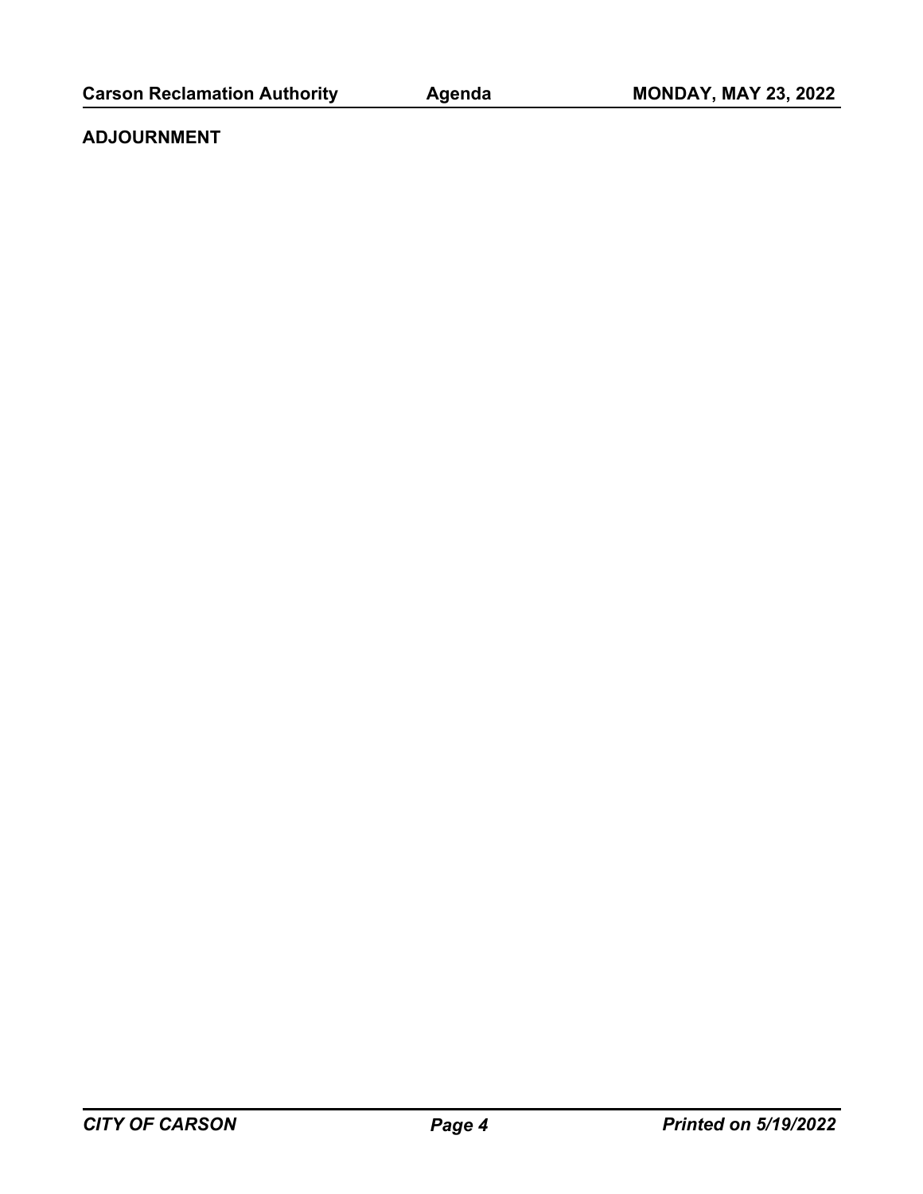**ADJOURNMENT**